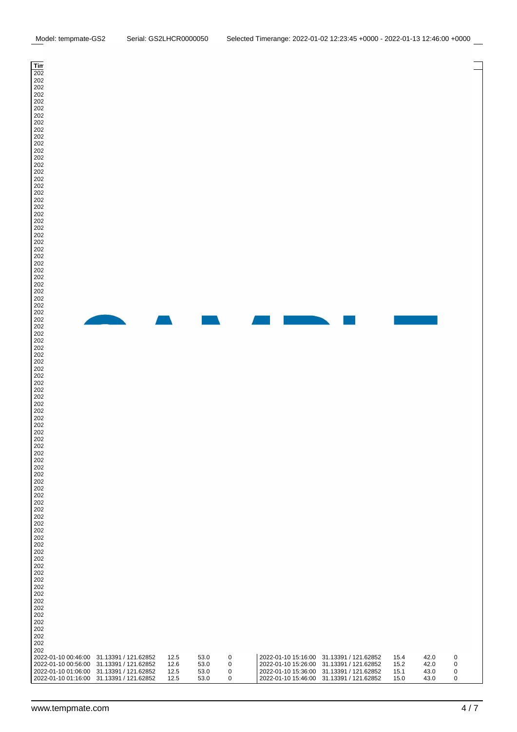Model: tempmate-GS2 Serial: GS2LHCR0000050 Selected Timerange: 2022-01-02 12:23:45 +0000 - 2022-01-13 12:46:00 +0000

| Time | Location | Temp | Hum | | Time | Location | Temp | Hum | |
|---|---|---|---|---|---|---|---|---|---|
| 2022-01-10 00:46:00 | 31.13391 / 121.62852 | 12.5 | 53.0 | 0 | 2022-01-10 15:16:00 | 31.13391 / 121.62852 | 15.4 | 42.0 | 0 |
| 2022-01-10 00:56:00 | 31.13391 / 121.62852 | 12.6 | 53.0 | 0 | 2022-01-10 15:26:00 | 31.13391 / 121.62852 | 15.2 | 42.0 | 0 |
| 2022-01-10 01:06:00 | 31.13391 / 121.62852 | 12.5 | 53.0 | 0 | 2022-01-10 15:36:00 | 31.13391 / 121.62852 | 15.1 | 43.0 | 0 |
| 2022-01-10 01:16:00 | 31.13391 / 121.62852 | 12.5 | 53.0 | 0 | 2022-01-10 15:46:00 | 31.13391 / 121.62852 | 15.0 | 43.0 | 0 |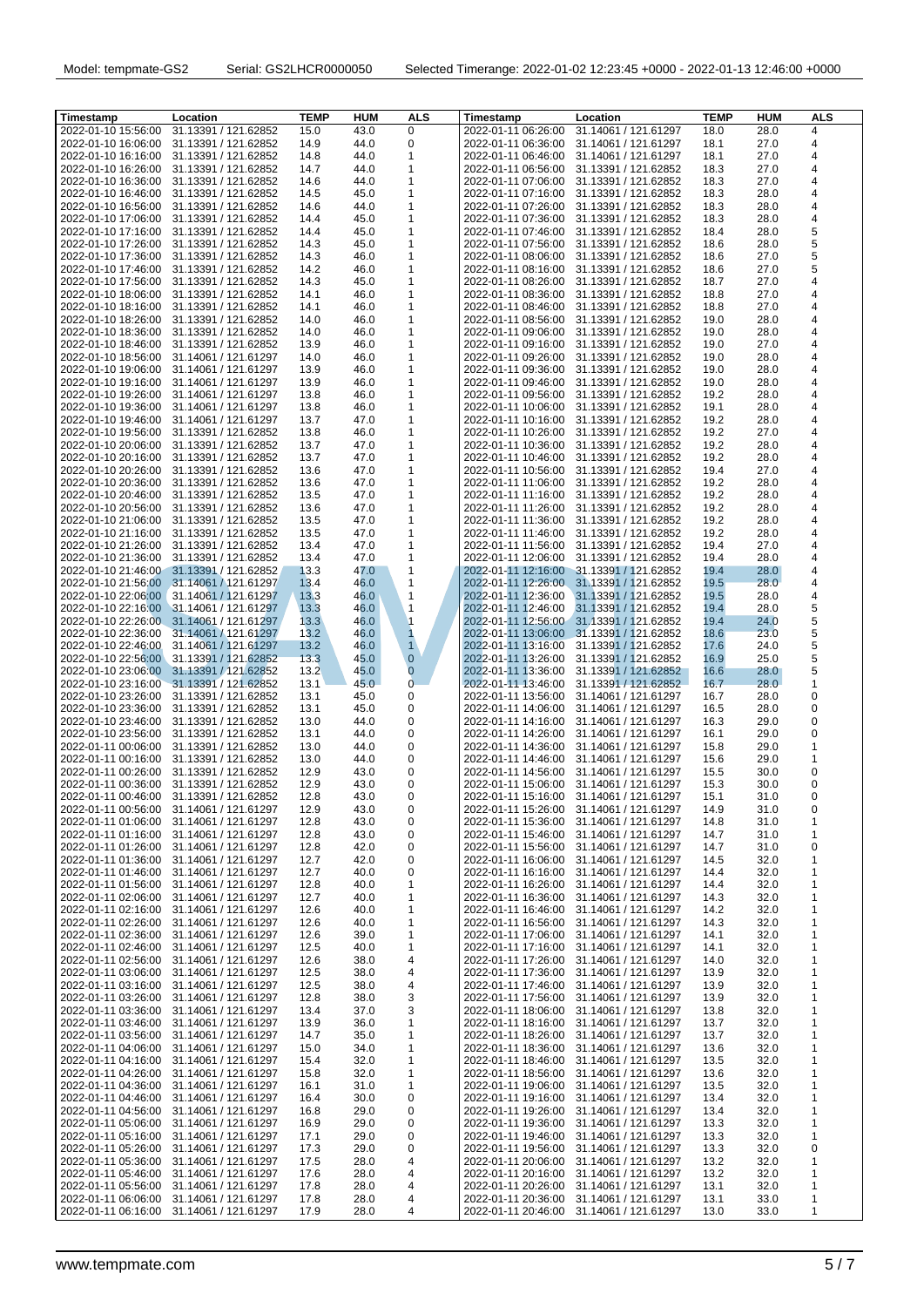Model: tempmate-GS2    Serial: GS2LHCR0000050    Selected Timerange: 2022-01-02 12:23:45 +0000 - 2022-01-13 12:46:00 +0000

| Timestamp | Location | TEMP | HUM | ALS | Timestamp | Location | TEMP | HUM | ALS |
|---|---|---|---|---|---|---|---|---|---|
| 2022-01-10 15:56:00 | 31.13391 / 121.62852 | 15.0 | 43.0 | 0 | 2022-01-11 06:26:00 | 31.14061 / 121.61297 | 18.0 | 28.0 | 4 |
| 2022-01-10 16:06:00 | 31.13391 / 121.62852 | 14.9 | 44.0 | 0 | 2022-01-11 06:36:00 | 31.14061 / 121.61297 | 18.1 | 27.0 | 4 |
| 2022-01-10 16:16:00 | 31.13391 / 121.62852 | 14.8 | 44.0 | 1 | 2022-01-11 06:46:00 | 31.14061 / 121.61297 | 18.1 | 27.0 | 4 |
| 2022-01-10 16:26:00 | 31.13391 / 121.62852 | 14.7 | 44.0 | 1 | 2022-01-11 06:56:00 | 31.13391 / 121.62852 | 18.3 | 27.0 | 4 |
| 2022-01-10 16:36:00 | 31.13391 / 121.62852 | 14.6 | 44.0 | 1 | 2022-01-11 07:06:00 | 31.13391 / 121.62852 | 18.3 | 27.0 | 4 |
| 2022-01-10 16:46:00 | 31.13391 / 121.62852 | 14.5 | 45.0 | 1 | 2022-01-11 07:16:00 | 31.13391 / 121.62852 | 18.3 | 28.0 | 4 |
| 2022-01-10 16:56:00 | 31.13391 / 121.62852 | 14.6 | 44.0 | 1 | 2022-01-11 07:26:00 | 31.13391 / 121.62852 | 18.3 | 28.0 | 4 |
| 2022-01-10 17:06:00 | 31.13391 / 121.62852 | 14.4 | 45.0 | 1 | 2022-01-11 07:36:00 | 31.13391 / 121.62852 | 18.3 | 28.0 | 4 |
| 2022-01-10 17:16:00 | 31.13391 / 121.62852 | 14.4 | 45.0 | 1 | 2022-01-11 07:46:00 | 31.13391 / 121.62852 | 18.4 | 28.0 | 5 |
| 2022-01-10 17:26:00 | 31.13391 / 121.62852 | 14.3 | 45.0 | 1 | 2022-01-11 07:56:00 | 31.13391 / 121.62852 | 18.6 | 28.0 | 5 |
| 2022-01-10 17:36:00 | 31.13391 / 121.62852 | 14.3 | 46.0 | 1 | 2022-01-11 08:06:00 | 31.13391 / 121.62852 | 18.6 | 27.0 | 5 |
| 2022-01-10 17:46:00 | 31.13391 / 121.62852 | 14.2 | 46.0 | 1 | 2022-01-11 08:16:00 | 31.13391 / 121.62852 | 18.6 | 27.0 | 5 |
| 2022-01-10 17:56:00 | 31.13391 / 121.62852 | 14.3 | 45.0 | 1 | 2022-01-11 08:26:00 | 31.13391 / 121.62852 | 18.7 | 27.0 | 4 |
| 2022-01-10 18:06:00 | 31.13391 / 121.62852 | 14.1 | 46.0 | 1 | 2022-01-11 08:36:00 | 31.13391 / 121.62852 | 18.8 | 27.0 | 4 |
| 2022-01-10 18:16:00 | 31.13391 / 121.62852 | 14.1 | 46.0 | 1 | 2022-01-11 08:46:00 | 31.13391 / 121.62852 | 18.8 | 27.0 | 4 |
| 2022-01-10 18:26:00 | 31.13391 / 121.62852 | 14.0 | 46.0 | 1 | 2022-01-11 08:56:00 | 31.13391 / 121.62852 | 19.0 | 28.0 | 4 |
| 2022-01-10 18:36:00 | 31.13391 / 121.62852 | 14.0 | 46.0 | 1 | 2022-01-11 09:06:00 | 31.13391 / 121.62852 | 19.0 | 28.0 | 4 |
| 2022-01-10 18:46:00 | 31.13391 / 121.62852 | 13.9 | 46.0 | 1 | 2022-01-11 09:16:00 | 31.13391 / 121.62852 | 19.0 | 27.0 | 4 |
| 2022-01-10 18:56:00 | 31.14061 / 121.61297 | 14.0 | 46.0 | 1 | 2022-01-11 09:26:00 | 31.13391 / 121.62852 | 19.0 | 28.0 | 4 |
| 2022-01-10 19:06:00 | 31.14061 / 121.61297 | 13.9 | 46.0 | 1 | 2022-01-11 09:36:00 | 31.13391 / 121.62852 | 19.0 | 28.0 | 4 |
| 2022-01-10 19:16:00 | 31.14061 / 121.61297 | 13.9 | 46.0 | 1 | 2022-01-11 09:46:00 | 31.13391 / 121.62852 | 19.0 | 28.0 | 4 |
| 2022-01-10 19:26:00 | 31.14061 / 121.61297 | 13.8 | 46.0 | 1 | 2022-01-11 09:56:00 | 31.13391 / 121.62852 | 19.2 | 28.0 | 4 |
| 2022-01-10 19:36:00 | 31.14061 / 121.61297 | 13.8 | 46.0 | 1 | 2022-01-11 10:06:00 | 31.13391 / 121.62852 | 19.1 | 28.0 | 4 |
| 2022-01-10 19:46:00 | 31.14061 / 121.61297 | 13.7 | 47.0 | 1 | 2022-01-11 10:16:00 | 31.13391 / 121.62852 | 19.2 | 28.0 | 4 |
| 2022-01-10 19:56:00 | 31.13391 / 121.62852 | 13.8 | 46.0 | 1 | 2022-01-11 10:26:00 | 31.13391 / 121.62852 | 19.2 | 27.0 | 4 |
| 2022-01-10 20:06:00 | 31.13391 / 121.62852 | 13.7 | 47.0 | 1 | 2022-01-11 10:36:00 | 31.13391 / 121.62852 | 19.2 | 28.0 | 4 |
| 2022-01-10 20:16:00 | 31.13391 / 121.62852 | 13.7 | 47.0 | 1 | 2022-01-11 10:46:00 | 31.13391 / 121.62852 | 19.2 | 28.0 | 4 |
| 2022-01-10 20:26:00 | 31.13391 / 121.62852 | 13.6 | 47.0 | 1 | 2022-01-11 10:56:00 | 31.13391 / 121.62852 | 19.4 | 27.0 | 4 |
| 2022-01-10 20:36:00 | 31.13391 / 121.62852 | 13.6 | 47.0 | 1 | 2022-01-11 11:06:00 | 31.13391 / 121.62852 | 19.2 | 28.0 | 4 |
| 2022-01-10 20:46:00 | 31.13391 / 121.62852 | 13.5 | 47.0 | 1 | 2022-01-11 11:16:00 | 31.13391 / 121.62852 | 19.2 | 28.0 | 4 |
| 2022-01-10 20:56:00 | 31.13391 / 121.62852 | 13.6 | 47.0 | 1 | 2022-01-11 11:26:00 | 31.13391 / 121.62852 | 19.2 | 28.0 | 4 |
| 2022-01-10 21:06:00 | 31.13391 / 121.62852 | 13.5 | 47.0 | 1 | 2022-01-11 11:36:00 | 31.13391 / 121.62852 | 19.2 | 28.0 | 4 |
| 2022-01-10 21:16:00 | 31.13391 / 121.62852 | 13.5 | 47.0 | 1 | 2022-01-11 11:46:00 | 31.13391 / 121.62852 | 19.2 | 28.0 | 4 |
| 2022-01-10 21:26:00 | 31.13391 / 121.62852 | 13.4 | 47.0 | 1 | 2022-01-11 11:56:00 | 31.13391 / 121.62852 | 19.4 | 27.0 | 4 |
| 2022-01-10 21:36:00 | 31.13391 / 121.62852 | 13.4 | 47.0 | 1 | 2022-01-11 12:06:00 | 31.13391 / 121.62852 | 19.4 | 28.0 | 4 |
| 2022-01-10 21:46:00 | 31.13391 / 121.62852 | 13.3 | 47.0 | 1 | 2022-01-11 12:16:00 | 31.13391 / 121.62852 | 19.4 | 28.0 | 4 |
| 2022-01-10 21:56:00 | 31.14061 / 121.61297 | 13.4 | 46.0 | 1 | 2022-01-11 12:26:00 | 31.13391 / 121.62852 | 19.5 | 28.0 | 4 |
| 2022-01-10 22:06:00 | 31.14061 / 121.61297 | 13.3 | 46.0 | 1 | 2022-01-11 12:36:00 | 31.13391 / 121.62852 | 19.5 | 28.0 | 4 |
| 2022-01-10 22:16:00 | 31.14061 / 121.61297 | 13.3 | 46.0 | 1 | 2022-01-11 12:46:00 | 31.13391 / 121.62852 | 19.4 | 28.0 | 5 |
| 2022-01-10 22:26:00 | 31.14061 / 121.61297 | 13.3 | 46.0 | 1 | 2022-01-11 12:56:00 | 31.13391 / 121.62852 | 19.4 | 24.0 | 5 |
| 2022-01-10 22:36:00 | 31.14061 / 121.61297 | 13.2 | 46.0 | 1 | 2022-01-11 13:06:00 | 31.13391 / 121.62852 | 18.6 | 23.0 | 5 |
| 2022-01-10 22:46:00 | 31.14061 / 121.61297 | 13.2 | 46.0 | 1 | 2022-01-11 13:16:00 | 31.13391 / 121.62852 | 17.6 | 24.0 | 5 |
| 2022-01-10 22:56:00 | 31.13391 / 121.62852 | 13.3 | 45.0 | 0 | 2022-01-11 13:26:00 | 31.13391 / 121.62852 | 16.9 | 25.0 | 5 |
| 2022-01-10 23:06:00 | 31.13391 / 121.62852 | 13.2 | 45.0 | 0 | 2022-01-11 13:36:00 | 31.13391 / 121.62852 | 16.6 | 28.0 | 5 |
| 2022-01-10 23:16:00 | 31.13391 / 121.62852 | 13.1 | 45.0 | 0 | 2022-01-11 13:46:00 | 31.13391 / 121.62852 | 16.7 | 28.0 | 1 |
| 2022-01-10 23:26:00 | 31.13391 / 121.62852 | 13.1 | 45.0 | 0 | 2022-01-11 13:56:00 | 31.14061 / 121.61297 | 16.7 | 28.0 | 0 |
| 2022-01-10 23:36:00 | 31.13391 / 121.62852 | 13.1 | 45.0 | 0 | 2022-01-11 14:06:00 | 31.14061 / 121.61297 | 16.5 | 28.0 | 0 |
| 2022-01-10 23:46:00 | 31.13391 / 121.62852 | 13.0 | 44.0 | 0 | 2022-01-11 14:16:00 | 31.14061 / 121.61297 | 16.3 | 29.0 | 0 |
| 2022-01-10 23:56:00 | 31.13391 / 121.62852 | 13.1 | 44.0 | 0 | 2022-01-11 14:26:00 | 31.14061 / 121.61297 | 16.1 | 29.0 | 0 |
| 2022-01-11 00:06:00 | 31.13391 / 121.62852 | 13.0 | 44.0 | 0 | 2022-01-11 14:36:00 | 31.14061 / 121.61297 | 15.8 | 29.0 | 1 |
| 2022-01-11 00:16:00 | 31.13391 / 121.62852 | 13.0 | 44.0 | 0 | 2022-01-11 14:46:00 | 31.14061 / 121.61297 | 15.6 | 29.0 | 1 |
| 2022-01-11 00:26:00 | 31.13391 / 121.62852 | 12.9 | 43.0 | 0 | 2022-01-11 14:56:00 | 31.14061 / 121.61297 | 15.5 | 30.0 | 0 |
| 2022-01-11 00:36:00 | 31.13391 / 121.62852 | 12.9 | 43.0 | 0 | 2022-01-11 15:06:00 | 31.14061 / 121.61297 | 15.3 | 30.0 | 0 |
| 2022-01-11 00:46:00 | 31.13391 / 121.62852 | 12.8 | 43.0 | 0 | 2022-01-11 15:16:00 | 31.14061 / 121.61297 | 15.1 | 31.0 | 0 |
| 2022-01-11 00:56:00 | 31.14061 / 121.61297 | 12.9 | 43.0 | 0 | 2022-01-11 15:26:00 | 31.14061 / 121.61297 | 14.9 | 31.0 | 0 |
| 2022-01-11 01:06:00 | 31.14061 / 121.61297 | 12.8 | 43.0 | 0 | 2022-01-11 15:36:00 | 31.14061 / 121.61297 | 14.8 | 31.0 | 1 |
| 2022-01-11 01:16:00 | 31.14061 / 121.61297 | 12.8 | 43.0 | 0 | 2022-01-11 15:46:00 | 31.14061 / 121.61297 | 14.7 | 31.0 | 1 |
| 2022-01-11 01:26:00 | 31.14061 / 121.61297 | 12.8 | 42.0 | 0 | 2022-01-11 15:56:00 | 31.14061 / 121.61297 | 14.7 | 31.0 | 0 |
| 2022-01-11 01:36:00 | 31.14061 / 121.61297 | 12.7 | 42.0 | 0 | 2022-01-11 16:06:00 | 31.14061 / 121.61297 | 14.5 | 32.0 | 1 |
| 2022-01-11 01:46:00 | 31.14061 / 121.61297 | 12.7 | 40.0 | 0 | 2022-01-11 16:16:00 | 31.14061 / 121.61297 | 14.4 | 32.0 | 1 |
| 2022-01-11 01:56:00 | 31.14061 / 121.61297 | 12.8 | 40.0 | 1 | 2022-01-11 16:26:00 | 31.14061 / 121.61297 | 14.4 | 32.0 | 1 |
| 2022-01-11 02:06:00 | 31.14061 / 121.61297 | 12.7 | 40.0 | 1 | 2022-01-11 16:36:00 | 31.14061 / 121.61297 | 14.3 | 32.0 | 1 |
| 2022-01-11 02:16:00 | 31.14061 / 121.61297 | 12.6 | 40.0 | 1 | 2022-01-11 16:46:00 | 31.14061 / 121.61297 | 14.2 | 32.0 | 1 |
| 2022-01-11 02:26:00 | 31.14061 / 121.61297 | 12.6 | 40.0 | 1 | 2022-01-11 16:56:00 | 31.14061 / 121.61297 | 14.3 | 32.0 | 1 |
| 2022-01-11 02:36:00 | 31.14061 / 121.61297 | 12.6 | 39.0 | 1 | 2022-01-11 17:06:00 | 31.14061 / 121.61297 | 14.1 | 32.0 | 1 |
| 2022-01-11 02:46:00 | 31.14061 / 121.61297 | 12.5 | 40.0 | 1 | 2022-01-11 17:16:00 | 31.14061 / 121.61297 | 14.1 | 32.0 | 1 |
| 2022-01-11 02:56:00 | 31.14061 / 121.61297 | 12.6 | 38.0 | 4 | 2022-01-11 17:26:00 | 31.14061 / 121.61297 | 14.0 | 32.0 | 1 |
| 2022-01-11 03:06:00 | 31.14061 / 121.61297 | 12.5 | 38.0 | 4 | 2022-01-11 17:36:00 | 31.14061 / 121.61297 | 13.9 | 32.0 | 1 |
| 2022-01-11 03:16:00 | 31.14061 / 121.61297 | 12.5 | 38.0 | 4 | 2022-01-11 17:46:00 | 31.14061 / 121.61297 | 13.9 | 32.0 | 1 |
| 2022-01-11 03:26:00 | 31.14061 / 121.61297 | 12.8 | 38.0 | 3 | 2022-01-11 17:56:00 | 31.14061 / 121.61297 | 13.9 | 32.0 | 1 |
| 2022-01-11 03:36:00 | 31.14061 / 121.61297 | 13.4 | 37.0 | 3 | 2022-01-11 18:06:00 | 31.14061 / 121.61297 | 13.8 | 32.0 | 1 |
| 2022-01-11 03:46:00 | 31.14061 / 121.61297 | 13.9 | 36.0 | 1 | 2022-01-11 18:16:00 | 31.14061 / 121.61297 | 13.7 | 32.0 | 1 |
| 2022-01-11 03:56:00 | 31.14061 / 121.61297 | 14.7 | 35.0 | 1 | 2022-01-11 18:26:00 | 31.14061 / 121.61297 | 13.7 | 32.0 | 1 |
| 2022-01-11 04:06:00 | 31.14061 / 121.61297 | 15.0 | 34.0 | 1 | 2022-01-11 18:36:00 | 31.14061 / 121.61297 | 13.6 | 32.0 | 1 |
| 2022-01-11 04:16:00 | 31.14061 / 121.61297 | 15.4 | 32.0 | 1 | 2022-01-11 18:46:00 | 31.14061 / 121.61297 | 13.5 | 32.0 | 1 |
| 2022-01-11 04:26:00 | 31.14061 / 121.61297 | 15.8 | 32.0 | 1 | 2022-01-11 18:56:00 | 31.14061 / 121.61297 | 13.6 | 32.0 | 1 |
| 2022-01-11 04:36:00 | 31.14061 / 121.61297 | 16.1 | 31.0 | 1 | 2022-01-11 19:06:00 | 31.14061 / 121.61297 | 13.5 | 32.0 | 1 |
| 2022-01-11 04:46:00 | 31.14061 / 121.61297 | 16.4 | 30.0 | 0 | 2022-01-11 19:16:00 | 31.14061 / 121.61297 | 13.4 | 32.0 | 1 |
| 2022-01-11 04:56:00 | 31.14061 / 121.61297 | 16.8 | 29.0 | 0 | 2022-01-11 19:26:00 | 31.14061 / 121.61297 | 13.4 | 32.0 | 1 |
| 2022-01-11 05:06:00 | 31.14061 / 121.61297 | 16.9 | 29.0 | 0 | 2022-01-11 19:36:00 | 31.14061 / 121.61297 | 13.3 | 32.0 | 1 |
| 2022-01-11 05:16:00 | 31.14061 / 121.61297 | 17.1 | 29.0 | 0 | 2022-01-11 19:46:00 | 31.14061 / 121.61297 | 13.3 | 32.0 | 1 |
| 2022-01-11 05:26:00 | 31.14061 / 121.61297 | 17.3 | 29.0 | 0 | 2022-01-11 19:56:00 | 31.14061 / 121.61297 | 13.3 | 32.0 | 0 |
| 2022-01-11 05:36:00 | 31.14061 / 121.61297 | 17.5 | 28.0 | 4 | 2022-01-11 20:06:00 | 31.14061 / 121.61297 | 13.2 | 32.0 | 1 |
| 2022-01-11 05:46:00 | 31.14061 / 121.61297 | 17.6 | 28.0 | 4 | 2022-01-11 20:16:00 | 31.14061 / 121.61297 | 13.2 | 32.0 | 1 |
| 2022-01-11 05:56:00 | 31.14061 / 121.61297 | 17.8 | 28.0 | 4 | 2022-01-11 20:26:00 | 31.14061 / 121.61297 | 13.1 | 32.0 | 1 |
| 2022-01-11 06:06:00 | 31.14061 / 121.61297 | 17.8 | 28.0 | 4 | 2022-01-11 20:36:00 | 31.14061 / 121.61297 | 13.1 | 33.0 | 1 |
| 2022-01-11 06:16:00 | 31.14061 / 121.61297 | 17.9 | 28.0 | 4 | 2022-01-11 20:46:00 | 31.14061 / 121.61297 | 13.0 | 33.0 | 1 |

www.tempmate.com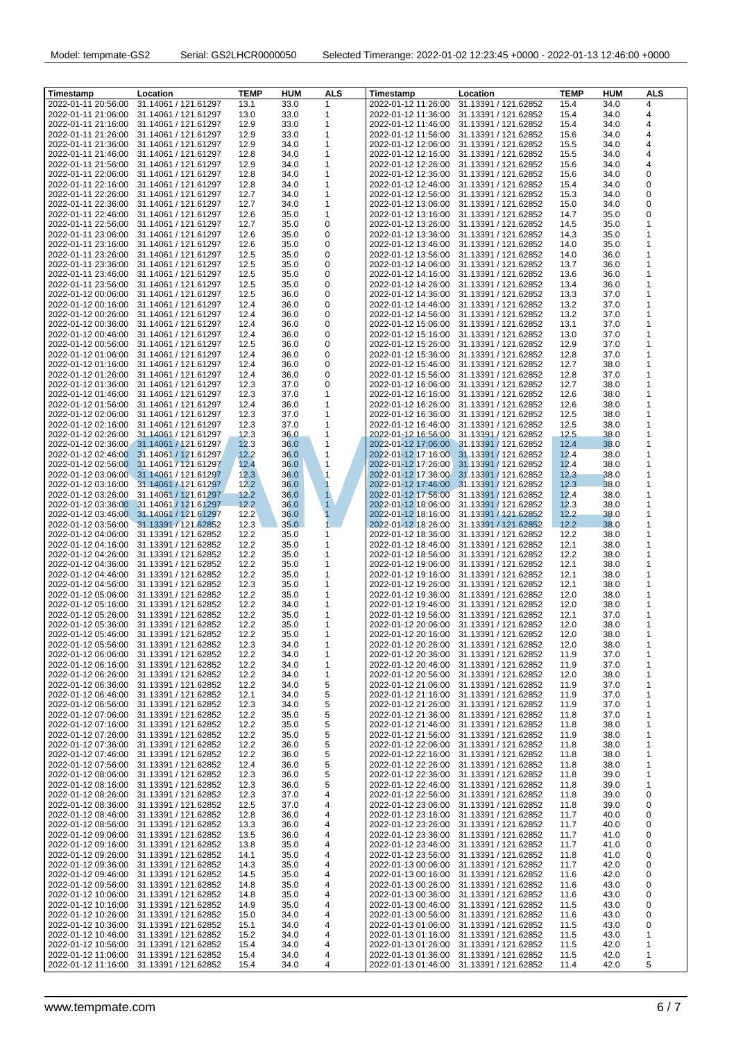Model: tempmate-GS2    Serial: GS2LHCR0000050    Selected Timerange: 2022-01-02 12:23:45 +0000 - 2022-01-13 12:46:00 +0000

| Timestamp | Location | TEMP | HUM | ALS |
|---|---|---|---|---|
| 2022-01-11 20:56:00 | 31.14061 / 121.61297 | 13.1 | 33.0 | 1 |
| 2022-01-11 21:06:00 | 31.14061 / 121.61297 | 13.0 | 33.0 | 1 |
| 2022-01-11 21:16:00 | 31.14061 / 121.61297 | 12.9 | 33.0 | 1 |
| 2022-01-11 21:26:00 | 31.14061 / 121.61297 | 12.9 | 33.0 | 1 |
| 2022-01-11 21:36:00 | 31.14061 / 121.61297 | 12.9 | 34.0 | 1 |
| 2022-01-11 21:46:00 | 31.14061 / 121.61297 | 12.8 | 34.0 | 1 |
| 2022-01-11 21:56:00 | 31.14061 / 121.61297 | 12.9 | 34.0 | 1 |
| 2022-01-11 22:06:00 | 31.14061 / 121.61297 | 12.8 | 34.0 | 1 |
| 2022-01-11 22:16:00 | 31.14061 / 121.61297 | 12.8 | 34.0 | 1 |
| 2022-01-11 22:26:00 | 31.14061 / 121.61297 | 12.7 | 34.0 | 1 |
| 2022-01-11 22:36:00 | 31.14061 / 121.61297 | 12.7 | 34.0 | 1 |
| 2022-01-11 22:46:00 | 31.14061 / 121.61297 | 12.6 | 35.0 | 1 |
| 2022-01-11 22:56:00 | 31.14061 / 121.61297 | 12.7 | 35.0 | 0 |
| 2022-01-11 23:06:00 | 31.14061 / 121.61297 | 12.6 | 35.0 | 0 |
| 2022-01-11 23:16:00 | 31.14061 / 121.61297 | 12.6 | 35.0 | 0 |
| 2022-01-11 23:26:00 | 31.14061 / 121.61297 | 12.5 | 35.0 | 0 |
| 2022-01-11 23:36:00 | 31.14061 / 121.61297 | 12.5 | 35.0 | 0 |
| 2022-01-11 23:46:00 | 31.14061 / 121.61297 | 12.5 | 35.0 | 0 |
| 2022-01-11 23:56:00 | 31.14061 / 121.61297 | 12.5 | 35.0 | 0 |
| 2022-01-12 00:06:00 | 31.14061 / 121.61297 | 12.5 | 36.0 | 0 |
| 2022-01-12 00:16:00 | 31.14061 / 121.61297 | 12.4 | 36.0 | 0 |
| 2022-01-12 00:26:00 | 31.14061 / 121.61297 | 12.4 | 36.0 | 0 |
| 2022-01-12 00:36:00 | 31.14061 / 121.61297 | 12.4 | 36.0 | 0 |
| 2022-01-12 00:46:00 | 31.14061 / 121.61297 | 12.4 | 36.0 | 0 |
| 2022-01-12 00:56:00 | 31.14061 / 121.61297 | 12.5 | 36.0 | 0 |
| 2022-01-12 01:06:00 | 31.14061 / 121.61297 | 12.4 | 36.0 | 0 |
| 2022-01-12 01:16:00 | 31.14061 / 121.61297 | 12.4 | 36.0 | 0 |
| 2022-01-12 01:26:00 | 31.14061 / 121.61297 | 12.4 | 36.0 | 0 |
| 2022-01-12 01:36:00 | 31.14061 / 121.61297 | 12.3 | 37.0 | 0 |
| 2022-01-12 01:46:00 | 31.14061 / 121.61297 | 12.3 | 37.0 | 1 |
| 2022-01-12 01:56:00 | 31.14061 / 121.61297 | 12.4 | 36.0 | 1 |
| 2022-01-12 02:06:00 | 31.14061 / 121.61297 | 12.3 | 37.0 | 1 |
| 2022-01-12 02:16:00 | 31.14061 / 121.61297 | 12.3 | 37.0 | 1 |
| 2022-01-12 02:26:00 | 31.14061 / 121.61297 | 12.3 | 36.0 | 1 |
| 2022-01-12 02:36:00 | 31.14061 / 121.61297 | 12.3 | 36.0 | 1 |
| 2022-01-12 02:46:00 | 31.14061 / 121.61297 | 12.2 | 36.0 | 1 |
| 2022-01-12 02:56:00 | 31.14061 / 121.61297 | 12.4 | 36.0 | 1 |
| 2022-01-12 03:06:00 | 31.14061 / 121.61297 | 12.3 | 36.0 | 1 |
| 2022-01-12 03:16:00 | 31.14061 / 121.61297 | 12.2 | 36.0 | 1 |
| 2022-01-12 03:26:00 | 31.14061 / 121.61297 | 12.2 | 36.0 | 1 |
| 2022-01-12 03:36:00 | 31.14061 / 121.61297 | 12.2 | 36.0 | 1 |
| 2022-01-12 03:46:00 | 31.14061 / 121.61297 | 12.2 | 36.0 | 1 |
| 2022-01-12 03:56:00 | 31.13391 / 121.62852 | 12.3 | 35.0 | 1 |
| 2022-01-12 04:06:00 | 31.13391 / 121.62852 | 12.2 | 35.0 | 1 |
| 2022-01-12 04:16:00 | 31.13391 / 121.62852 | 12.2 | 35.0 | 1 |
| 2022-01-12 04:26:00 | 31.13391 / 121.62852 | 12.2 | 35.0 | 1 |
| 2022-01-12 04:36:00 | 31.13391 / 121.62852 | 12.2 | 35.0 | 1 |
| 2022-01-12 04:46:00 | 31.13391 / 121.62852 | 12.2 | 35.0 | 1 |
| 2022-01-12 04:56:00 | 31.13391 / 121.62852 | 12.3 | 35.0 | 1 |
| 2022-01-12 05:06:00 | 31.13391 / 121.62852 | 12.2 | 35.0 | 1 |
| 2022-01-12 05:16:00 | 31.13391 / 121.62852 | 12.2 | 34.0 | 1 |
| 2022-01-12 05:26:00 | 31.13391 / 121.62852 | 12.2 | 35.0 | 1 |
| 2022-01-12 05:36:00 | 31.13391 / 121.62852 | 12.2 | 35.0 | 1 |
| 2022-01-12 05:46:00 | 31.13391 / 121.62852 | 12.2 | 35.0 | 1 |
| 2022-01-12 05:56:00 | 31.13391 / 121.62852 | 12.3 | 34.0 | 1 |
| 2022-01-12 06:06:00 | 31.13391 / 121.62852 | 12.2 | 34.0 | 1 |
| 2022-01-12 06:16:00 | 31.13391 / 121.62852 | 12.2 | 34.0 | 1 |
| 2022-01-12 06:26:00 | 31.13391 / 121.62852 | 12.2 | 34.0 | 1 |
| 2022-01-12 06:36:00 | 31.13391 / 121.62852 | 12.2 | 34.0 | 5 |
| 2022-01-12 06:46:00 | 31.13391 / 121.62852 | 12.1 | 34.0 | 5 |
| 2022-01-12 06:56:00 | 31.13391 / 121.62852 | 12.3 | 34.0 | 5 |
| 2022-01-12 07:06:00 | 31.13391 / 121.62852 | 12.2 | 35.0 | 5 |
| 2022-01-12 07:16:00 | 31.13391 / 121.62852 | 12.2 | 35.0 | 5 |
| 2022-01-12 07:26:00 | 31.13391 / 121.62852 | 12.2 | 35.0 | 5 |
| 2022-01-12 07:36:00 | 31.13391 / 121.62852 | 12.2 | 36.0 | 5 |
| 2022-01-12 07:46:00 | 31.13391 / 121.62852 | 12.2 | 36.0 | 5 |
| 2022-01-12 07:56:00 | 31.13391 / 121.62852 | 12.4 | 36.0 | 5 |
| 2022-01-12 08:06:00 | 31.13391 / 121.62852 | 12.3 | 36.0 | 5 |
| 2022-01-12 08:16:00 | 31.13391 / 121.62852 | 12.3 | 36.0 | 5 |
| 2022-01-12 08:26:00 | 31.13391 / 121.62852 | 12.3 | 37.0 | 4 |
| 2022-01-12 08:36:00 | 31.13391 / 121.62852 | 12.5 | 37.0 | 4 |
| 2022-01-12 08:46:00 | 31.13391 / 121.62852 | 12.8 | 36.0 | 4 |
| 2022-01-12 08:56:00 | 31.13391 / 121.62852 | 13.3 | 36.0 | 4 |
| 2022-01-12 09:06:00 | 31.13391 / 121.62852 | 13.5 | 36.0 | 4 |
| 2022-01-12 09:16:00 | 31.13391 / 121.62852 | 13.8 | 35.0 | 4 |
| 2022-01-12 09:26:00 | 31.13391 / 121.62852 | 14.1 | 35.0 | 4 |
| 2022-01-12 09:36:00 | 31.13391 / 121.62852 | 14.3 | 35.0 | 4 |
| 2022-01-12 09:46:00 | 31.13391 / 121.62852 | 14.5 | 35.0 | 4 |
| 2022-01-12 09:56:00 | 31.13391 / 121.62852 | 14.8 | 35.0 | 4 |
| 2022-01-12 10:06:00 | 31.13391 / 121.62852 | 14.8 | 35.0 | 4 |
| 2022-01-12 10:16:00 | 31.13391 / 121.62852 | 14.9 | 35.0 | 4 |
| 2022-01-12 10:26:00 | 31.13391 / 121.62852 | 15.0 | 34.0 | 4 |
| 2022-01-12 10:36:00 | 31.13391 / 121.62852 | 15.1 | 34.0 | 4 |
| 2022-01-12 10:46:00 | 31.13391 / 121.62852 | 15.2 | 34.0 | 4 |
| 2022-01-12 10:56:00 | 31.13391 / 121.62852 | 15.4 | 34.0 | 4 |
| 2022-01-12 11:06:00 | 31.13391 / 121.62852 | 15.4 | 34.0 | 4 |
| 2022-01-12 11:16:00 | 31.13391 / 121.62852 | 15.4 | 34.0 | 4 |
| 2022-01-12 11:26:00 | 31.13391 / 121.62852 | 15.4 | 34.0 | 4 |
| 2022-01-12 11:36:00 | 31.13391 / 121.62852 | 15.4 | 34.0 | 4 |
| 2022-01-12 11:46:00 | 31.13391 / 121.62852 | 15.4 | 34.0 | 4 |
| 2022-01-12 11:56:00 | 31.13391 / 121.62852 | 15.6 | 34.0 | 4 |
| 2022-01-12 12:06:00 | 31.13391 / 121.62852 | 15.5 | 34.0 | 4 |
| 2022-01-12 12:16:00 | 31.13391 / 121.62852 | 15.5 | 34.0 | 4 |
| 2022-01-12 12:26:00 | 31.13391 / 121.62852 | 15.6 | 34.0 | 4 |
| 2022-01-12 12:36:00 | 31.13391 / 121.62852 | 15.6 | 34.0 | 0 |
| 2022-01-12 12:46:00 | 31.13391 / 121.62852 | 15.4 | 34.0 | 0 |
| 2022-01-12 12:56:00 | 31.13391 / 121.62852 | 15.3 | 34.0 | 0 |
| 2022-01-12 13:06:00 | 31.13391 / 121.62852 | 15.0 | 34.0 | 0 |
| 2022-01-12 13:16:00 | 31.13391 / 121.62852 | 14.7 | 35.0 | 0 |
| 2022-01-12 13:26:00 | 31.13391 / 121.62852 | 14.5 | 35.0 | 1 |
| 2022-01-12 13:36:00 | 31.13391 / 121.62852 | 14.3 | 35.0 | 1 |
| 2022-01-12 13:46:00 | 31.13391 / 121.62852 | 14.0 | 35.0 | 1 |
| 2022-01-12 13:56:00 | 31.13391 / 121.62852 | 14.0 | 36.0 | 1 |
| 2022-01-12 14:06:00 | 31.13391 / 121.62852 | 13.7 | 36.0 | 1 |
| 2022-01-12 14:16:00 | 31.13391 / 121.62852 | 13.6 | 36.0 | 1 |
| 2022-01-12 14:26:00 | 31.13391 / 121.62852 | 13.4 | 36.0 | 1 |
| 2022-01-12 14:36:00 | 31.13391 / 121.62852 | 13.3 | 37.0 | 1 |
| 2022-01-12 14:46:00 | 31.13391 / 121.62852 | 13.2 | 37.0 | 1 |
| 2022-01-12 14:56:00 | 31.13391 / 121.62852 | 13.2 | 37.0 | 1 |
| 2022-01-12 15:06:00 | 31.13391 / 121.62852 | 13.1 | 37.0 | 1 |
| 2022-01-12 15:16:00 | 31.13391 / 121.62852 | 13.0 | 37.0 | 1 |
| 2022-01-12 15:26:00 | 31.13391 / 121.62852 | 12.9 | 37.0 | 1 |
| 2022-01-12 15:36:00 | 31.13391 / 121.62852 | 12.8 | 37.0 | 1 |
| 2022-01-12 15:46:00 | 31.13391 / 121.62852 | 12.7 | 38.0 | 1 |
| 2022-01-12 15:56:00 | 31.13391 / 121.62852 | 12.8 | 37.0 | 1 |
| 2022-01-12 16:06:00 | 31.13391 / 121.62852 | 12.7 | 38.0 | 1 |
| 2022-01-12 16:16:00 | 31.13391 / 121.62852 | 12.6 | 38.0 | 1 |
| 2022-01-12 16:26:00 | 31.13391 / 121.62852 | 12.6 | 38.0 | 1 |
| 2022-01-12 16:36:00 | 31.13391 / 121.62852 | 12.5 | 38.0 | 1 |
| 2022-01-12 16:46:00 | 31.13391 / 121.62852 | 12.5 | 38.0 | 1 |
| 2022-01-12 16:56:00 | 31.13391 / 121.62852 | 12.5 | 38.0 | 1 |
| 2022-01-12 17:06:00 | 31.13391 / 121.62852 | 12.4 | 38.0 | 1 |
| 2022-01-12 17:16:00 | 31.13391 / 121.62852 | 12.4 | 38.0 | 1 |
| 2022-01-12 17:26:00 | 31.13391 / 121.62852 | 12.4 | 38.0 | 1 |
| 2022-01-12 17:36:00 | 31.13391 / 121.62852 | 12.3 | 38.0 | 1 |
| 2022-01-12 17:46:00 | 31.13391 / 121.62852 | 12.3 | 38.0 | 1 |
| 2022-01-12 17:56:00 | 31.13391 / 121.62852 | 12.4 | 38.0 | 1 |
| 2022-01-12 18:06:00 | 31.13391 / 121.62852 | 12.3 | 38.0 | 1 |
| 2022-01-12 18:16:00 | 31.13391 / 121.62852 | 12.2 | 38.0 | 1 |
| 2022-01-12 18:26:00 | 31.13391 / 121.62852 | 12.2 | 38.0 | 1 |
| 2022-01-12 18:36:00 | 31.13391 / 121.62852 | 12.2 | 38.0 | 1 |
| 2022-01-12 18:46:00 | 31.13391 / 121.62852 | 12.1 | 38.0 | 1 |
| 2022-01-12 18:56:00 | 31.13391 / 121.62852 | 12.2 | 38.0 | 1 |
| 2022-01-12 19:06:00 | 31.13391 / 121.62852 | 12.1 | 38.0 | 1 |
| 2022-01-12 19:16:00 | 31.13391 / 121.62852 | 12.1 | 38.0 | 1 |
| 2022-01-12 19:26:00 | 31.13391 / 121.62852 | 12.1 | 38.0 | 1 |
| 2022-01-12 19:36:00 | 31.13391 / 121.62852 | 12.0 | 38.0 | 1 |
| 2022-01-12 19:46:00 | 31.13391 / 121.62852 | 12.0 | 38.0 | 1 |
| 2022-01-12 19:56:00 | 31.13391 / 121.62852 | 12.1 | 37.0 | 1 |
| 2022-01-12 20:06:00 | 31.13391 / 121.62852 | 12.0 | 38.0 | 1 |
| 2022-01-12 20:16:00 | 31.13391 / 121.62852 | 12.0 | 38.0 | 1 |
| 2022-01-12 20:26:00 | 31.13391 / 121.62852 | 12.0 | 38.0 | 1 |
| 2022-01-12 20:36:00 | 31.13391 / 121.62852 | 11.9 | 37.0 | 1 |
| 2022-01-12 20:46:00 | 31.13391 / 121.62852 | 11.9 | 37.0 | 1 |
| 2022-01-12 20:56:00 | 31.13391 / 121.62852 | 12.0 | 38.0 | 1 |
| 2022-01-12 21:06:00 | 31.13391 / 121.62852 | 11.9 | 37.0 | 1 |
| 2022-01-12 21:16:00 | 31.13391 / 121.62852 | 11.9 | 37.0 | 1 |
| 2022-01-12 21:26:00 | 31.13391 / 121.62852 | 11.9 | 37.0 | 1 |
| 2022-01-12 21:36:00 | 31.13391 / 121.62852 | 11.8 | 37.0 | 1 |
| 2022-01-12 21:46:00 | 31.13391 / 121.62852 | 11.8 | 38.0 | 1 |
| 2022-01-12 21:56:00 | 31.13391 / 121.62852 | 11.9 | 38.0 | 1 |
| 2022-01-12 22:06:00 | 31.13391 / 121.62852 | 11.8 | 38.0 | 1 |
| 2022-01-12 22:16:00 | 31.13391 / 121.62852 | 11.8 | 38.0 | 1 |
| 2022-01-12 22:26:00 | 31.13391 / 121.62852 | 11.8 | 38.0 | 1 |
| 2022-01-12 22:36:00 | 31.13391 / 121.62852 | 11.8 | 39.0 | 1 |
| 2022-01-12 22:46:00 | 31.13391 / 121.62852 | 11.8 | 39.0 | 1 |
| 2022-01-12 22:56:00 | 31.13391 / 121.62852 | 11.8 | 39.0 | 0 |
| 2022-01-12 23:06:00 | 31.13391 / 121.62852 | 11.8 | 39.0 | 0 |
| 2022-01-12 23:16:00 | 31.13391 / 121.62852 | 11.7 | 40.0 | 0 |
| 2022-01-12 23:26:00 | 31.13391 / 121.62852 | 11.7 | 40.0 | 0 |
| 2022-01-12 23:36:00 | 31.13391 / 121.62852 | 11.7 | 41.0 | 0 |
| 2022-01-12 23:46:00 | 31.13391 / 121.62852 | 11.7 | 41.0 | 0 |
| 2022-01-12 23:56:00 | 31.13391 / 121.62852 | 11.8 | 41.0 | 0 |
| 2022-01-13 00:06:00 | 31.13391 / 121.62852 | 11.7 | 42.0 | 0 |
| 2022-01-13 00:16:00 | 31.13391 / 121.62852 | 11.6 | 42.0 | 0 |
| 2022-01-13 00:26:00 | 31.13391 / 121.62852 | 11.6 | 43.0 | 0 |
| 2022-01-13 00:36:00 | 31.13391 / 121.62852 | 11.6 | 43.0 | 0 |
| 2022-01-13 00:46:00 | 31.13391 / 121.62852 | 11.5 | 43.0 | 0 |
| 2022-01-13 00:56:00 | 31.13391 / 121.62852 | 11.6 | 43.0 | 0 |
| 2022-01-13 01:06:00 | 31.13391 / 121.62852 | 11.5 | 43.0 | 0 |
| 2022-01-13 01:16:00 | 31.13391 / 121.62852 | 11.5 | 43.0 | 1 |
| 2022-01-13 01:26:00 | 31.13391 / 121.62852 | 11.5 | 42.0 | 1 |
| 2022-01-13 01:36:00 | 31.13391 / 121.62852 | 11.5 | 42.0 | 1 |
| 2022-01-13 01:46:00 | 31.13391 / 121.62852 | 11.4 | 42.0 | 5 |

www.tempmate.com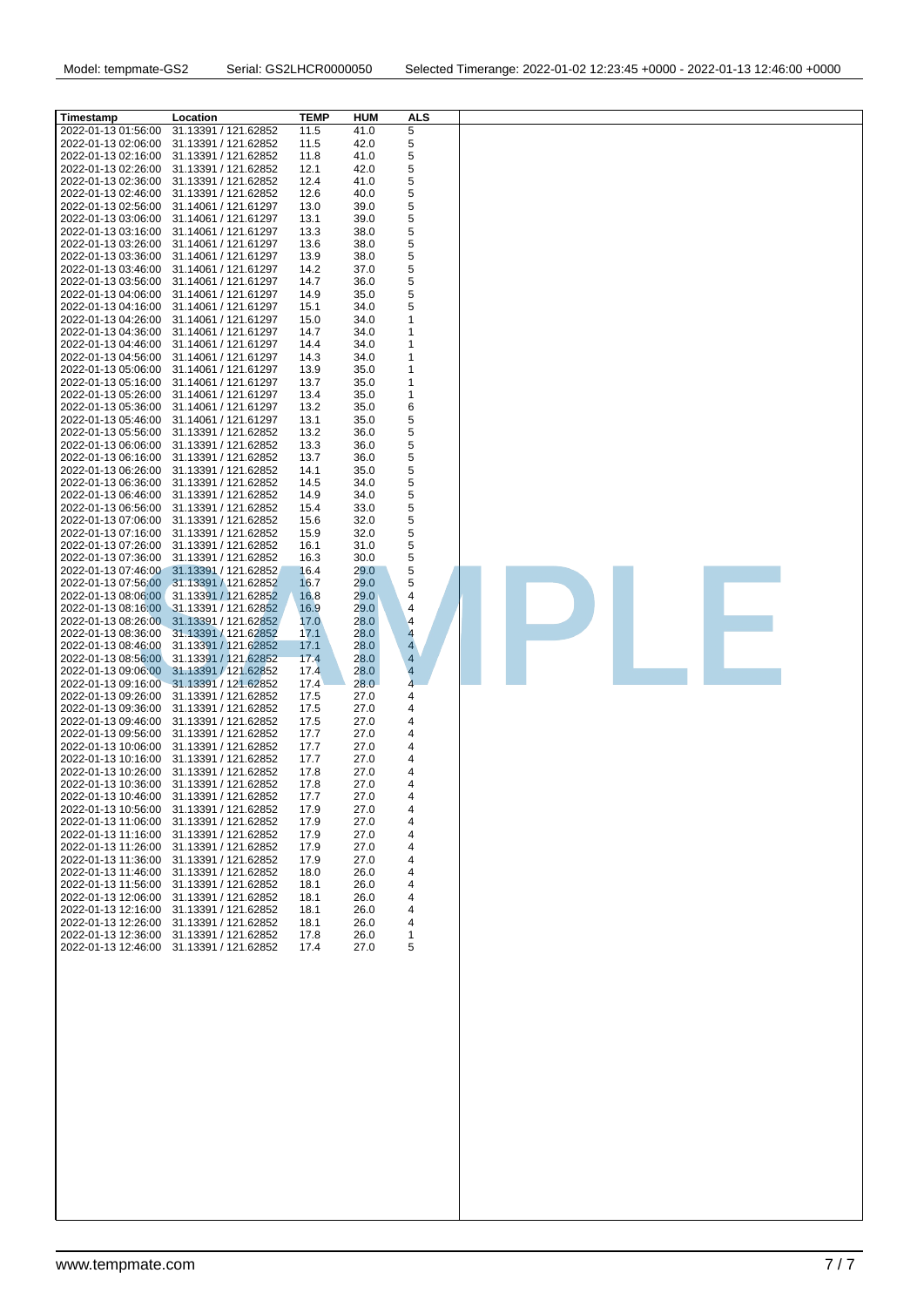| Timestamp | Location | TEMP | HUM | ALS |
|---|---|---|---|---|
| 2022-01-13 01:56:00 | 31.13391 / 121.62852 | 11.5 | 41.0 | 5 |
| 2022-01-13 02:06:00 | 31.13391 / 121.62852 | 11.5 | 42.0 | 5 |
| 2022-01-13 02:16:00 | 31.13391 / 121.62852 | 11.8 | 41.0 | 5 |
| 2022-01-13 02:26:00 | 31.13391 / 121.62852 | 12.1 | 42.0 | 5 |
| 2022-01-13 02:36:00 | 31.13391 / 121.62852 | 12.4 | 41.0 | 5 |
| 2022-01-13 02:46:00 | 31.13391 / 121.62852 | 12.6 | 40.0 | 5 |
| 2022-01-13 02:56:00 | 31.14061 / 121.61297 | 13.0 | 39.0 | 5 |
| 2022-01-13 03:06:00 | 31.14061 / 121.61297 | 13.1 | 39.0 | 5 |
| 2022-01-13 03:16:00 | 31.14061 / 121.61297 | 13.3 | 38.0 | 5 |
| 2022-01-13 03:26:00 | 31.14061 / 121.61297 | 13.6 | 38.0 | 5 |
| 2022-01-13 03:36:00 | 31.14061 / 121.61297 | 13.9 | 38.0 | 5 |
| 2022-01-13 03:46:00 | 31.14061 / 121.61297 | 14.2 | 37.0 | 5 |
| 2022-01-13 03:56:00 | 31.14061 / 121.61297 | 14.7 | 36.0 | 5 |
| 2022-01-13 04:06:00 | 31.14061 / 121.61297 | 14.9 | 35.0 | 5 |
| 2022-01-13 04:16:00 | 31.14061 / 121.61297 | 15.1 | 34.0 | 5 |
| 2022-01-13 04:26:00 | 31.14061 / 121.61297 | 15.0 | 34.0 | 1 |
| 2022-01-13 04:36:00 | 31.14061 / 121.61297 | 14.7 | 34.0 | 1 |
| 2022-01-13 04:46:00 | 31.14061 / 121.61297 | 14.4 | 34.0 | 1 |
| 2022-01-13 04:56:00 | 31.14061 / 121.61297 | 14.3 | 34.0 | 1 |
| 2022-01-13 05:06:00 | 31.14061 / 121.61297 | 13.9 | 35.0 | 1 |
| 2022-01-13 05:16:00 | 31.14061 / 121.61297 | 13.7 | 35.0 | 1 |
| 2022-01-13 05:26:00 | 31.14061 / 121.61297 | 13.4 | 35.0 | 1 |
| 2022-01-13 05:36:00 | 31.14061 / 121.61297 | 13.2 | 35.0 | 6 |
| 2022-01-13 05:46:00 | 31.14061 / 121.61297 | 13.1 | 35.0 | 5 |
| 2022-01-13 05:56:00 | 31.13391 / 121.62852 | 13.2 | 36.0 | 5 |
| 2022-01-13 06:06:00 | 31.13391 / 121.62852 | 13.3 | 36.0 | 5 |
| 2022-01-13 06:16:00 | 31.13391 / 121.62852 | 13.7 | 36.0 | 5 |
| 2022-01-13 06:26:00 | 31.13391 / 121.62852 | 14.1 | 35.0 | 5 |
| 2022-01-13 06:36:00 | 31.13391 / 121.62852 | 14.5 | 34.0 | 5 |
| 2022-01-13 06:46:00 | 31.13391 / 121.62852 | 14.9 | 34.0 | 5 |
| 2022-01-13 06:56:00 | 31.13391 / 121.62852 | 15.4 | 33.0 | 5 |
| 2022-01-13 07:06:00 | 31.13391 / 121.62852 | 15.6 | 32.0 | 5 |
| 2022-01-13 07:16:00 | 31.13391 / 121.62852 | 15.9 | 32.0 | 5 |
| 2022-01-13 07:26:00 | 31.13391 / 121.62852 | 16.1 | 31.0 | 5 |
| 2022-01-13 07:36:00 | 31.13391 / 121.62852 | 16.3 | 30.0 | 5 |
| 2022-01-13 07:46:00 | 31.13391 / 121.62852 | 16.4 | 29.0 | 5 |
| 2022-01-13 07:56:00 | 31.13391 / 121.62852 | 16.7 | 29.0 | 5 |
| 2022-01-13 08:06:00 | 31.13391 / 121.62852 | 16.8 | 29.0 | 4 |
| 2022-01-13 08:16:00 | 31.13391 / 121.62852 | 16.9 | 29.0 | 4 |
| 2022-01-13 08:26:00 | 31.13391 / 121.62852 | 17.0 | 28.0 | 4 |
| 2022-01-13 08:36:00 | 31.13391 / 121.62852 | 17.1 | 28.0 | 4 |
| 2022-01-13 08:46:00 | 31.13391 / 121.62852 | 17.1 | 28.0 | 4 |
| 2022-01-13 08:56:00 | 31.13391 / 121.62852 | 17.4 | 28.0 | 4 |
| 2022-01-13 09:06:00 | 31.13391 / 121.62852 | 17.4 | 28.0 | 4 |
| 2022-01-13 09:16:00 | 31.13391 / 121.62852 | 17.4 | 28.0 | 4 |
| 2022-01-13 09:26:00 | 31.13391 / 121.62852 | 17.5 | 27.0 | 4 |
| 2022-01-13 09:36:00 | 31.13391 / 121.62852 | 17.5 | 27.0 | 4 |
| 2022-01-13 09:46:00 | 31.13391 / 121.62852 | 17.5 | 27.0 | 4 |
| 2022-01-13 09:56:00 | 31.13391 / 121.62852 | 17.7 | 27.0 | 4 |
| 2022-01-13 10:06:00 | 31.13391 / 121.62852 | 17.7 | 27.0 | 4 |
| 2022-01-13 10:16:00 | 31.13391 / 121.62852 | 17.7 | 27.0 | 4 |
| 2022-01-13 10:26:00 | 31.13391 / 121.62852 | 17.8 | 27.0 | 4 |
| 2022-01-13 10:36:00 | 31.13391 / 121.62852 | 17.8 | 27.0 | 4 |
| 2022-01-13 10:46:00 | 31.13391 / 121.62852 | 17.7 | 27.0 | 4 |
| 2022-01-13 10:56:00 | 31.13391 / 121.62852 | 17.9 | 27.0 | 4 |
| 2022-01-13 11:06:00 | 31.13391 / 121.62852 | 17.9 | 27.0 | 4 |
| 2022-01-13 11:16:00 | 31.13391 / 121.62852 | 17.9 | 27.0 | 4 |
| 2022-01-13 11:26:00 | 31.13391 / 121.62852 | 17.9 | 27.0 | 4 |
| 2022-01-13 11:36:00 | 31.13391 / 121.62852 | 17.9 | 27.0 | 4 |
| 2022-01-13 11:46:00 | 31.13391 / 121.62852 | 18.0 | 26.0 | 4 |
| 2022-01-13 11:56:00 | 31.13391 / 121.62852 | 18.1 | 26.0 | 4 |
| 2022-01-13 12:06:00 | 31.13391 / 121.62852 | 18.1 | 26.0 | 4 |
| 2022-01-13 12:16:00 | 31.13391 / 121.62852 | 18.1 | 26.0 | 4 |
| 2022-01-13 12:26:00 | 31.13391 / 121.62852 | 18.1 | 26.0 | 4 |
| 2022-01-13 12:36:00 | 31.13391 / 121.62852 | 17.8 | 26.0 | 1 |
| 2022-01-13 12:46:00 | 31.13391 / 121.62852 | 17.4 | 27.0 | 5 |

SAMPLE